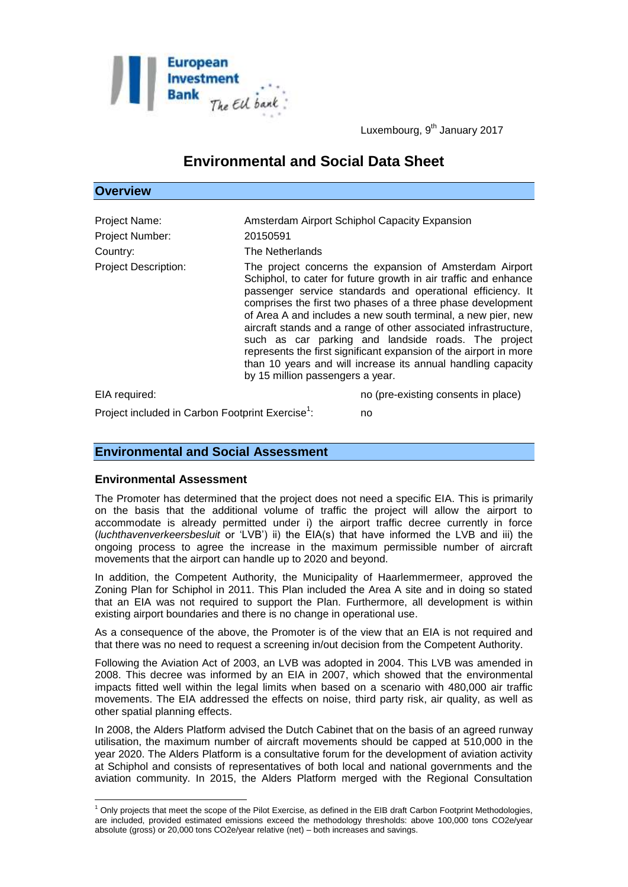Luxembourg, 9th January 2017

# Environmental and Social Data Sheet

## Overview

| | |
|---|---|
| Project Name: | Amsterdam Airport Schiphol Capacity Expansion |
| Project Number: | 20150591 |
| Country: | The Netherlands |
| Project Description: | The project concerns the expansion of Amsterdam Airport Schiphol, to cater for future growth in air traffic and enhance passenger service standards and operational efficiency. It comprises the first two phases of a three phase development of Area A and includes a new south terminal, a new pier, new aircraft stands and a range of other associated infrastructure, such as car parking and landside roads. The project represents the first significant expansion of the airport in more than 10 years and will increase its annual handling capacity by 15 million passengers a year. |

EIA required: no (pre-existing consents in place)

Project included in Carbon Footprint Exercise[1]: no

## Environmental and Social Assessment

### Environmental Assessment

The Promoter has determined that the project does not need a specific EIA. This is primarily on the basis that the additional volume of traffic the project will allow the airport to accommodate is already permitted under i) the airport traffic decree currently in force (*luchthavenverkeersbesluit* or 'LVB') ii) the EIA(s) that have informed the LVB and iii) the ongoing process to agree the increase in the maximum permissible number of aircraft movements that the airport can handle up to 2020 and beyond.

In addition, the Competent Authority, the Municipality of Haarlemmermeer, approved the Zoning Plan for Schiphol in 2011. This Plan included the Area A site and in doing so stated that an EIA was not required to support the Plan. Furthermore, all development is within existing airport boundaries and there is no change in operational use.

As a consequence of the above, the Promoter is of the view that an EIA is not required and that there was no need to request a screening in/out decision from the Competent Authority.

Following the Aviation Act of 2003, an LVB was adopted in 2004. This LVB was amended in 2008. This decree was informed by an EIA in 2007, which showed that the environmental impacts fitted well within the legal limits when based on a scenario with 480,000 air traffic movements. The EIA addressed the effects on noise, third party risk, air quality, as well as other spatial planning effects.

In 2008, the Alders Platform advised the Dutch Cabinet that on the basis of an agreed runway utilisation, the maximum number of aircraft movements should be capped at 510,000 in the year 2020. The Alders Platform is a consultative forum for the development of aviation activity at Schiphol and consists of representatives of both local and national governments and the aviation community. In 2015, the Alders Platform merged with the Regional Consultation

[1] Only projects that meet the scope of the Pilot Exercise, as defined in the EIB draft Carbon Footprint Methodologies, are included, provided estimated emissions exceed the methodology thresholds: above 100,000 tons CO2e/year absolute (gross) or 20,000 tons CO2e/year relative (net) – both increases and savings.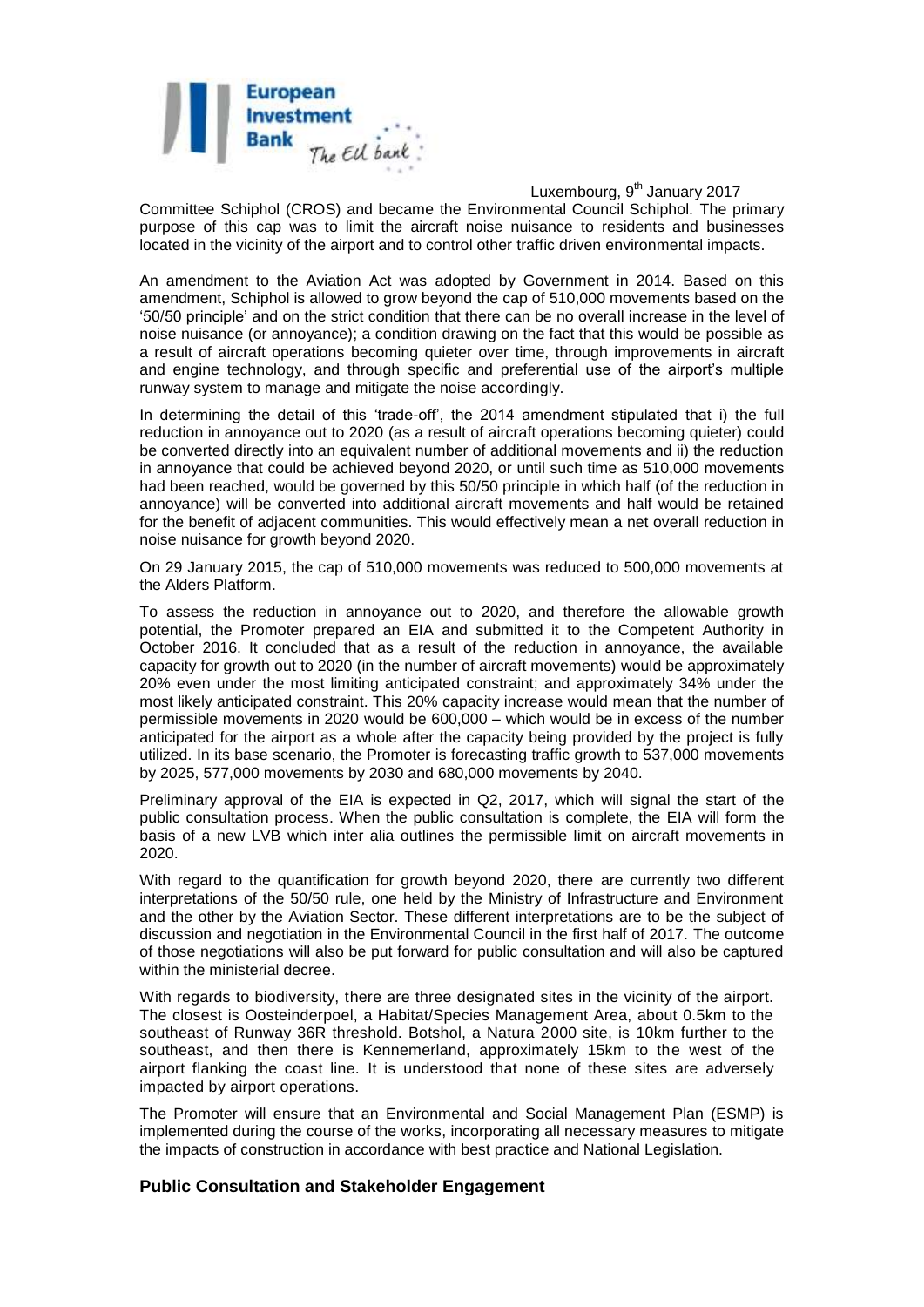Committee Schiphol (CROS) and became the Environmental Council Schiphol. The primary purpose of this cap was to limit the aircraft noise nuisance to residents and businesses located in the vicinity of the airport and to control other traffic driven environmental impacts.

An amendment to the Aviation Act was adopted by Government in 2014. Based on this amendment, Schiphol is allowed to grow beyond the cap of 510,000 movements based on the '50/50 principle' and on the strict condition that there can be no overall increase in the level of noise nuisance (or annoyance); a condition drawing on the fact that this would be possible as a result of aircraft operations becoming quieter over time, through improvements in aircraft and engine technology, and through specific and preferential use of the airport's multiple runway system to manage and mitigate the noise accordingly.

In determining the detail of this 'trade-off', the 2014 amendment stipulated that i) the full reduction in annoyance out to 2020 (as a result of aircraft operations becoming quieter) could be converted directly into an equivalent number of additional movements and ii) the reduction in annoyance that could be achieved beyond 2020, or until such time as 510,000 movements had been reached, would be governed by this 50/50 principle in which half (of the reduction in annoyance) will be converted into additional aircraft movements and half would be retained for the benefit of adjacent communities. This would effectively mean a net overall reduction in noise nuisance for growth beyond 2020.

On 29 January 2015, the cap of 510,000 movements was reduced to 500,000 movements at the Alders Platform.

To assess the reduction in annoyance out to 2020, and therefore the allowable growth potential, the Promoter prepared an EIA and submitted it to the Competent Authority in October 2016. It concluded that as a result of the reduction in annoyance, the available capacity for growth out to 2020 (in the number of aircraft movements) would be approximately 20% even under the most limiting anticipated constraint; and approximately 34% under the most likely anticipated constraint. This 20% capacity increase would mean that the number of permissible movements in 2020 would be 600,000 – which would be in excess of the number anticipated for the airport as a whole after the capacity being provided by the project is fully utilized. In its base scenario, the Promoter is forecasting traffic growth to 537,000 movements by 2025, 577,000 movements by 2030 and 680,000 movements by 2040.

Preliminary approval of the EIA is expected in Q2, 2017, which will signal the start of the public consultation process. When the public consultation is complete, the EIA will form the basis of a new LVB which inter alia outlines the permissible limit on aircraft movements in 2020.

With regard to the quantification for growth beyond 2020, there are currently two different interpretations of the 50/50 rule, one held by the Ministry of Infrastructure and Environment and the other by the Aviation Sector. These different interpretations are to be the subject of discussion and negotiation in the Environmental Council in the first half of 2017. The outcome of those negotiations will also be put forward for public consultation and will also be captured within the ministerial decree.

With regards to biodiversity, there are three designated sites in the vicinity of the airport. The closest is Oosteinderpoel, a Habitat/Species Management Area, about 0.5km to the southeast of Runway 36R threshold. Botshol, a Natura 2000 site, is 10km further to the southeast, and then there is Kennemerland, approximately 15km to the west of the airport flanking the coast line. It is understood that none of these sites are adversely impacted by airport operations.

The Promoter will ensure that an Environmental and Social Management Plan (ESMP) is implemented during the course of the works, incorporating all necessary measures to mitigate the impacts of construction in accordance with best practice and National Legislation.

## Public Consultation and Stakeholder Engagement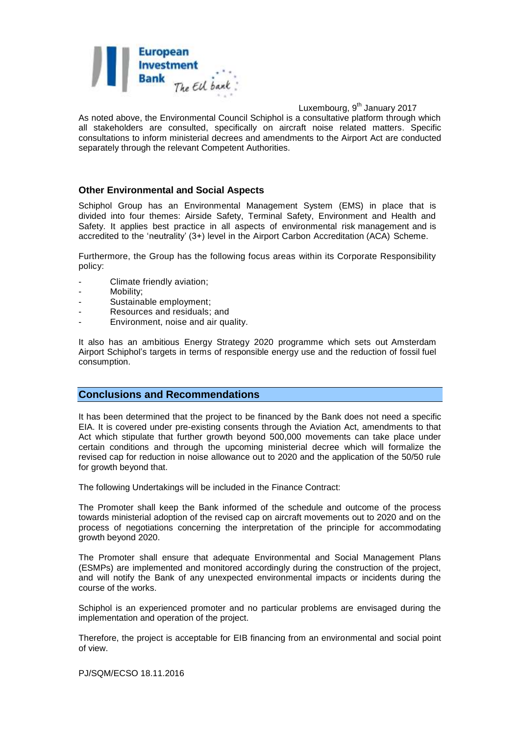Luxembourg, 9th January 2017

As noted above, the Environmental Council Schiphol is a consultative platform through which all stakeholders are consulted, specifically on aircraft noise related matters. Specific consultations to inform ministerial decrees and amendments to the Airport Act are conducted separately through the relevant Competent Authorities.

### Other Environmental and Social Aspects

Schiphol Group has an Environmental Management System (EMS) in place that is divided into four themes: Airside Safety, Terminal Safety, Environment and Health and Safety. It applies best practice in all aspects of environmental risk management and is accredited to the 'neutrality' (3+) level in the Airport Carbon Accreditation (ACA) Scheme.

Furthermore, the Group has the following focus areas within its Corporate Responsibility policy:

- Climate friendly aviation;
- Mobility;
- Sustainable employment;
- Resources and residuals; and
- Environment, noise and air quality.

It also has an ambitious Energy Strategy 2020 programme which sets out Amsterdam Airport Schiphol's targets in terms of responsible energy use and the reduction of fossil fuel consumption.

## Conclusions and Recommendations

It has been determined that the project to be financed by the Bank does not need a specific EIA. It is covered under pre-existing consents through the Aviation Act, amendments to that Act which stipulate that further growth beyond 500,000 movements can take place under certain conditions and through the upcoming ministerial decree which will formalize the revised cap for reduction in noise allowance out to 2020 and the application of the 50/50 rule for growth beyond that.

The following Undertakings will be included in the Finance Contract:

The Promoter shall keep the Bank informed of the schedule and outcome of the process towards ministerial adoption of the revised cap on aircraft movements out to 2020 and on the process of negotiations concerning the interpretation of the principle for accommodating growth beyond 2020.

The Promoter shall ensure that adequate Environmental and Social Management Plans (ESMPs) are implemented and monitored accordingly during the construction of the project, and will notify the Bank of any unexpected environmental impacts or incidents during the course of the works.

Schiphol is an experienced promoter and no particular problems are envisaged during the implementation and operation of the project.

Therefore, the project is acceptable for EIB financing from an environmental and social point of view.

PJ/SQM/ECSO 18.11.2016